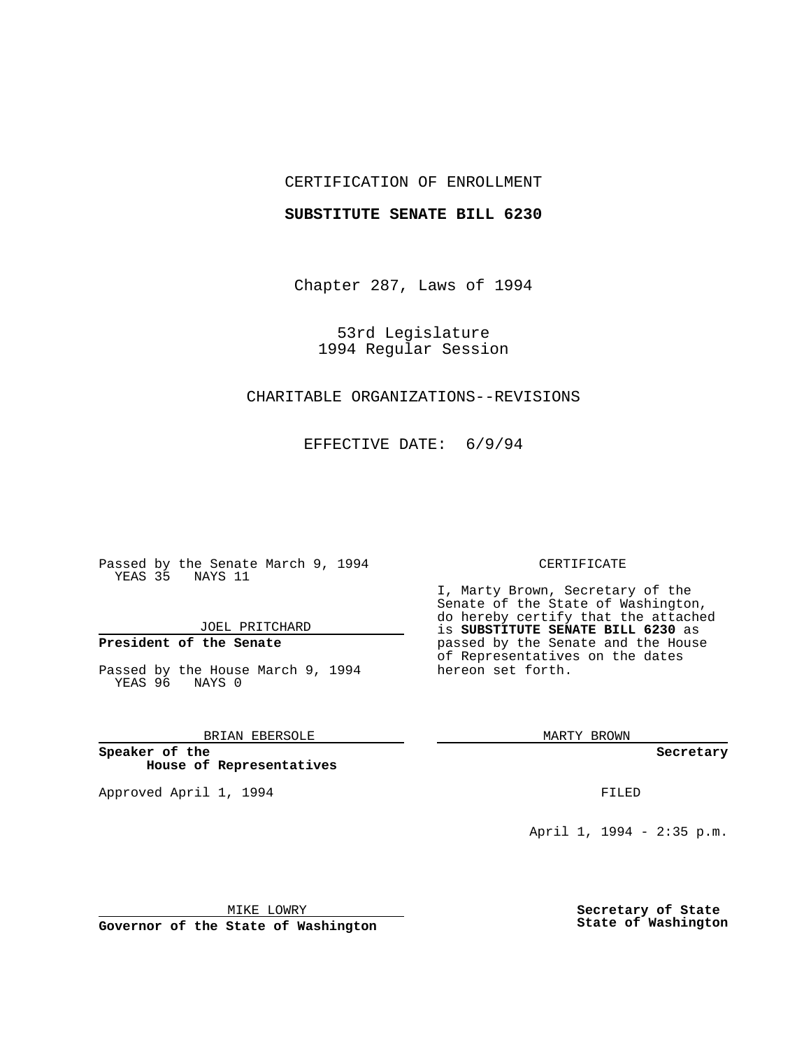CERTIFICATION OF ENROLLMENT

**SUBSTITUTE SENATE BILL 6230**

Chapter 287, Laws of 1994

53rd Legislature
1994 Regular Session

CHARITABLE ORGANIZATIONS--REVISIONS

EFFECTIVE DATE: 6/9/94

Passed by the Senate March 9, 1994
YEAS 35 NAYS 11

JOEL PRITCHARD

**President of the Senate**

Passed by the House March 9, 1994
YEAS 96 NAYS 0

BRIAN EBERSOLE

**Speaker of the House of Representatives**

Approved April 1, 1994

MIKE LOWRY

**Governor of the State of Washington**

CERTIFICATE

I, Marty Brown, Secretary of the Senate of the State of Washington, do hereby certify that the attached is **SUBSTITUTE SENATE BILL 6230** as passed by the Senate and the House of Representatives on the dates hereon set forth.

MARTY BROWN

**Secretary**

FILED

April 1, 1994 - 2:35 p.m.

**Secretary of State State of Washington**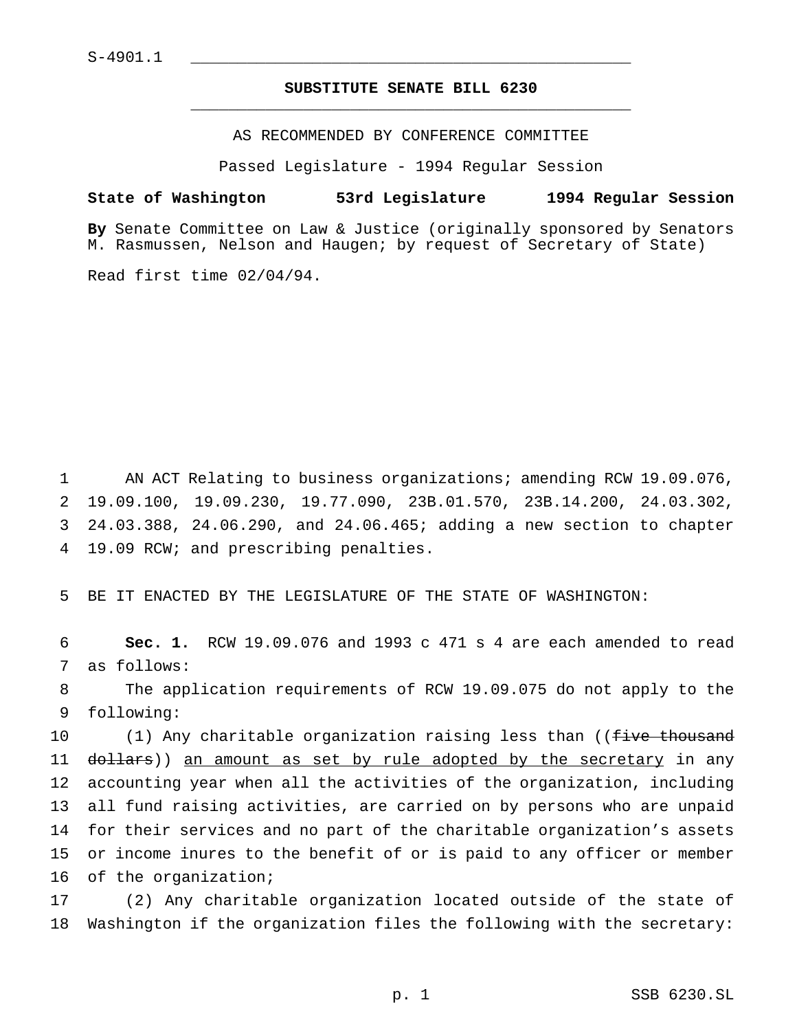S-4901.1

# SUBSTITUTE SENATE BILL 6230

AS RECOMMENDED BY CONFERENCE COMMITTEE

Passed Legislature - 1994 Regular Session

**State of Washington 53rd Legislature 1994 Regular Session**

**By** Senate Committee on Law & Justice (originally sponsored by Senators M. Rasmussen, Nelson and Haugen; by request of Secretary of State)

Read first time 02/04/94.

1 AN ACT Relating to business organizations; amending RCW 19.09.076, 2 19.09.100, 19.09.230, 19.77.090, 23B.01.570, 23B.14.200, 24.03.302, 3 24.03.388, 24.06.290, and 24.06.465; adding a new section to chapter 4 19.09 RCW; and prescribing penalties.

5 BE IT ENACTED BY THE LEGISLATURE OF THE STATE OF WASHINGTON:

6 **Sec. 1.** RCW 19.09.076 and 1993 c 471 s 4 are each amended to read 7 as follows:

8 The application requirements of RCW 19.09.075 do not apply to the 9 following:

10 (1) Any charitable organization raising less than ((~~five thousand~~ 11 ~~dollars~~)) <u>an amount as set by rule adopted by the secretary</u> in any 12 accounting year when all the activities of the organization, including 13 all fund raising activities, are carried on by persons who are unpaid 14 for their services and no part of the charitable organization's assets 15 or income inures to the benefit of or is paid to any officer or member 16 of the organization;

17 (2) Any charitable organization located outside of the state of 18 Washington if the organization files the following with the secretary: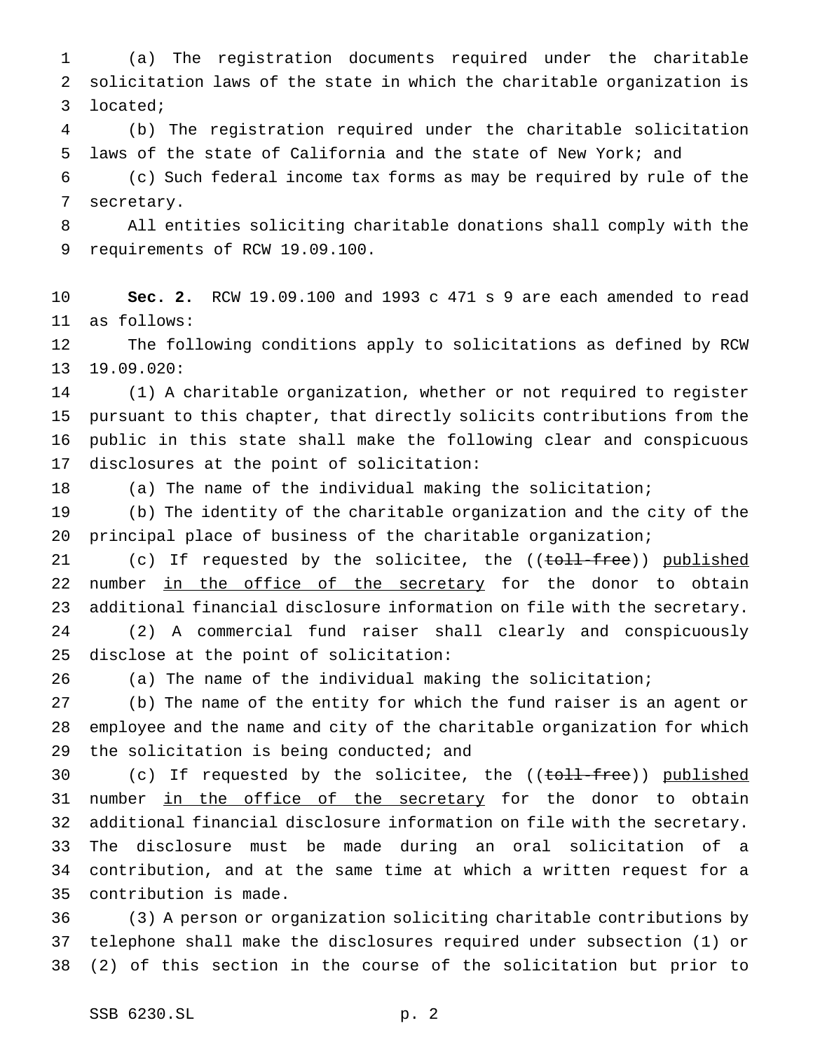(a) The registration documents required under the charitable solicitation laws of the state in which the charitable organization is located;

(b) The registration required under the charitable solicitation laws of the state of California and the state of New York; and

(c) Such federal income tax forms as may be required by rule of the secretary.

All entities soliciting charitable donations shall comply with the requirements of RCW 19.09.100.

**Sec. 2.** RCW 19.09.100 and 1993 c 471 s 9 are each amended to read as follows:

The following conditions apply to solicitations as defined by RCW 19.09.020:

(1) A charitable organization, whether or not required to register pursuant to this chapter, that directly solicits contributions from the public in this state shall make the following clear and conspicuous disclosures at the point of solicitation:

(a) The name of the individual making the solicitation;

(b) The identity of the charitable organization and the city of the principal place of business of the charitable organization;

(c) If requested by the solicitee, the ((~~toll-free~~)) <u>published</u> number <u>in the office of the secretary</u> for the donor to obtain additional financial disclosure information on file with the secretary.

(2) A commercial fund raiser shall clearly and conspicuously disclose at the point of solicitation:

(a) The name of the individual making the solicitation;

(b) The name of the entity for which the fund raiser is an agent or employee and the name and city of the charitable organization for which the solicitation is being conducted; and

(c) If requested by the solicitee, the ((~~toll-free~~)) <u>published</u> number <u>in the office of the secretary</u> for the donor to obtain additional financial disclosure information on file with the secretary. The disclosure must be made during an oral solicitation of a contribution, and at the same time at which a written request for a contribution is made.

(3) A person or organization soliciting charitable contributions by telephone shall make the disclosures required under subsection (1) or (2) of this section in the course of the solicitation but prior to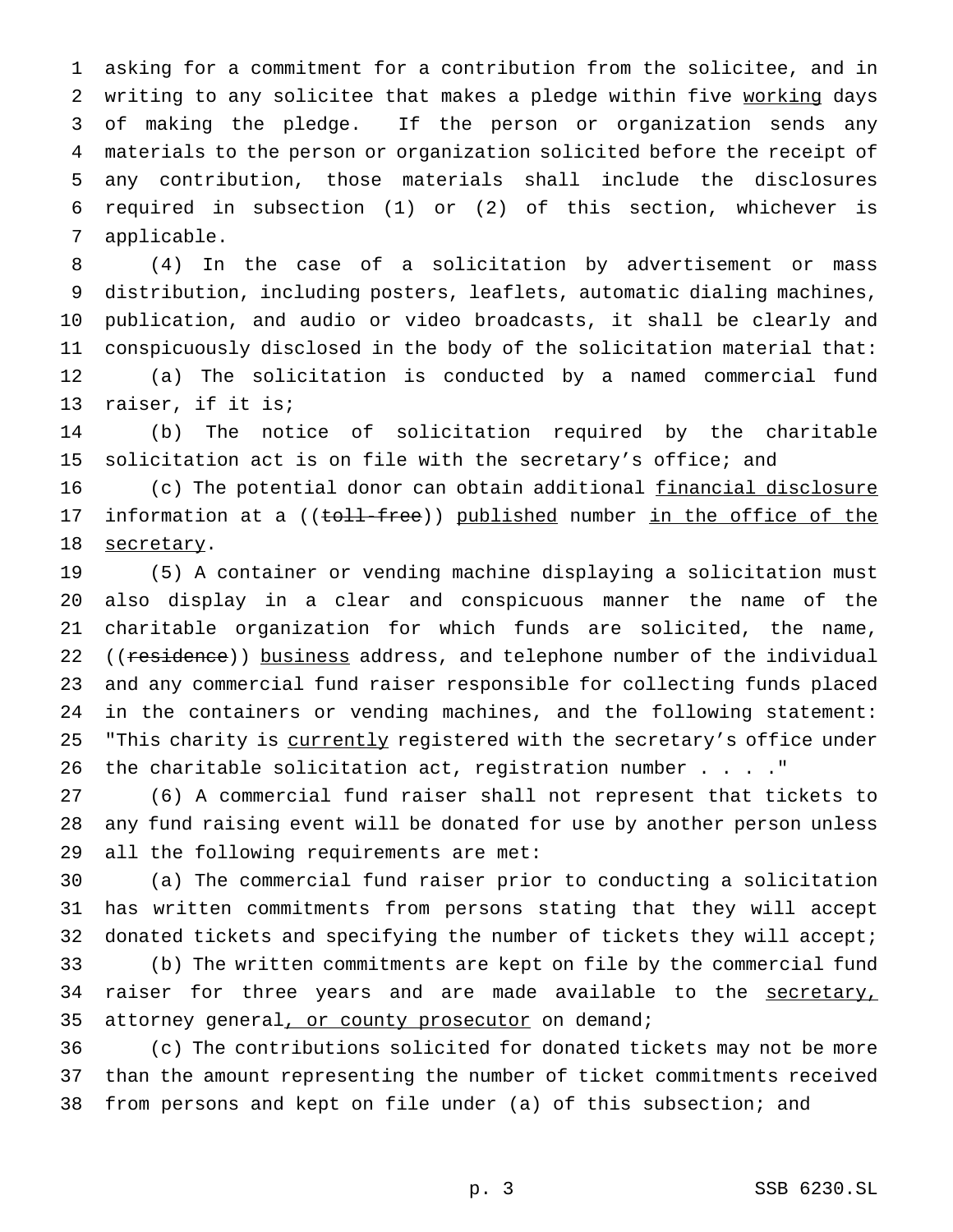asking for a commitment for a contribution from the solicitee, and in writing to any solicitee that makes a pledge within five <u>working</u> days of making the pledge. If the person or organization sends any materials to the person or organization solicited before the receipt of any contribution, those materials shall include the disclosures required in subsection (1) or (2) of this section, whichever is applicable.

(4) In the case of a solicitation by advertisement or mass distribution, including posters, leaflets, automatic dialing machines, publication, and audio or video broadcasts, it shall be clearly and conspicuously disclosed in the body of the solicitation material that:

(a) The solicitation is conducted by a named commercial fund raiser, if it is;

(b) The notice of solicitation required by the charitable solicitation act is on file with the secretary's office; and

(c) The potential donor can obtain additional <u>financial disclosure</u> information at a ((~~toll-free~~)) <u>published</u> number <u>in the office of the secretary</u>.

(5) A container or vending machine displaying a solicitation must also display in a clear and conspicuous manner the name of the charitable organization for which funds are solicited, the name, ((~~residence~~)) <u>business</u> address, and telephone number of the individual and any commercial fund raiser responsible for collecting funds placed in the containers or vending machines, and the following statement: "This charity is <u>currently</u> registered with the secretary's office under the charitable solicitation act, registration number . . . ."

(6) A commercial fund raiser shall not represent that tickets to any fund raising event will be donated for use by another person unless all the following requirements are met:

(a) The commercial fund raiser prior to conducting a solicitation has written commitments from persons stating that they will accept donated tickets and specifying the number of tickets they will accept;

(b) The written commitments are kept on file by the commercial fund raiser for three years and are made available to the <u>secretary,</u> attorney general<u>, or county prosecutor</u> on demand;

(c) The contributions solicited for donated tickets may not be more than the amount representing the number of ticket commitments received from persons and kept on file under (a) of this subsection; and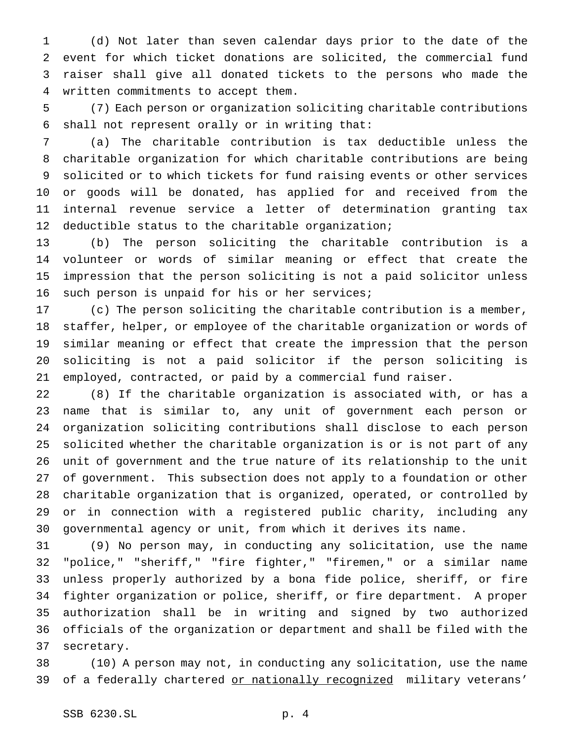(d) Not later than seven calendar days prior to the date of the event for which ticket donations are solicited, the commercial fund raiser shall give all donated tickets to the persons who made the written commitments to accept them.

(7) Each person or organization soliciting charitable contributions shall not represent orally or in writing that:

(a) The charitable contribution is tax deductible unless the charitable organization for which charitable contributions are being solicited or to which tickets for fund raising events or other services or goods will be donated, has applied for and received from the internal revenue service a letter of determination granting tax deductible status to the charitable organization;

(b) The person soliciting the charitable contribution is a volunteer or words of similar meaning or effect that create the impression that the person soliciting is not a paid solicitor unless such person is unpaid for his or her services;

(c) The person soliciting the charitable contribution is a member, staffer, helper, or employee of the charitable organization or words of similar meaning or effect that create the impression that the person soliciting is not a paid solicitor if the person soliciting is employed, contracted, or paid by a commercial fund raiser.

(8) If the charitable organization is associated with, or has a name that is similar to, any unit of government each person or organization soliciting contributions shall disclose to each person solicited whether the charitable organization is or is not part of any unit of government and the true nature of its relationship to the unit of government. This subsection does not apply to a foundation or other charitable organization that is organized, operated, or controlled by or in connection with a registered public charity, including any governmental agency or unit, from which it derives its name.

(9) No person may, in conducting any solicitation, use the name "police," "sheriff," "fire fighter," "firemen," or a similar name unless properly authorized by a bona fide police, sheriff, or fire fighter organization or police, sheriff, or fire department. A proper authorization shall be in writing and signed by two authorized officials of the organization or department and shall be filed with the secretary.

(10) A person may not, in conducting any solicitation, use the name of a federally chartered <u>or nationally recognized</u> military veterans'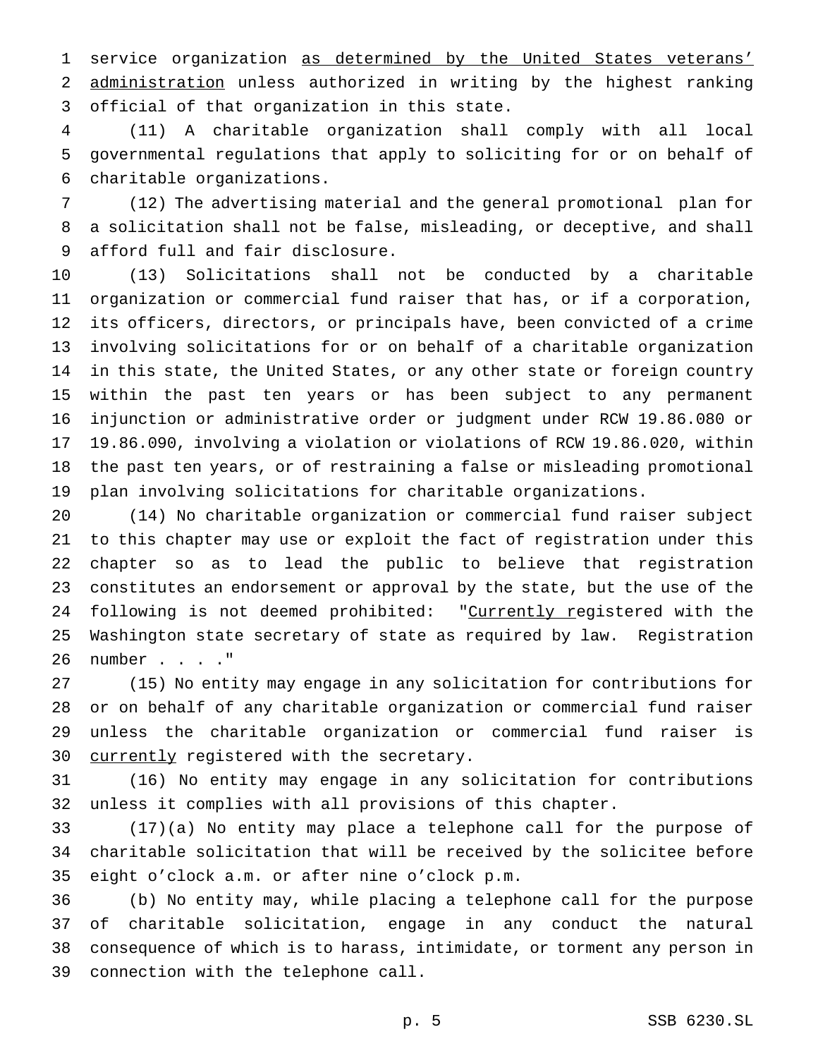service organization <u>as determined by the United States veterans' administration</u> unless authorized in writing by the highest ranking official of that organization in this state.

(11) A charitable organization shall comply with all local governmental regulations that apply to soliciting for or on behalf of charitable organizations.

(12) The advertising material and the general promotional plan for a solicitation shall not be false, misleading, or deceptive, and shall afford full and fair disclosure.

(13) Solicitations shall not be conducted by a charitable organization or commercial fund raiser that has, or if a corporation, its officers, directors, or principals have, been convicted of a crime involving solicitations for or on behalf of a charitable organization in this state, the United States, or any other state or foreign country within the past ten years or has been subject to any permanent injunction or administrative order or judgment under RCW 19.86.080 or 19.86.090, involving a violation or violations of RCW 19.86.020, within the past ten years, or of restraining a false or misleading promotional plan involving solicitations for charitable organizations.

(14) No charitable organization or commercial fund raiser subject to this chapter may use or exploit the fact of registration under this chapter so as to lead the public to believe that registration constitutes an endorsement or approval by the state, but the use of the following is not deemed prohibited: "<u>Currently r</u>egistered with the Washington state secretary of state as required by law. Registration number . . . ."

(15) No entity may engage in any solicitation for contributions for or on behalf of any charitable organization or commercial fund raiser unless the charitable organization or commercial fund raiser is <u>currently</u> registered with the secretary.

(16) No entity may engage in any solicitation for contributions unless it complies with all provisions of this chapter.

(17)(a) No entity may place a telephone call for the purpose of charitable solicitation that will be received by the solicitee before eight o'clock a.m. or after nine o'clock p.m.

(b) No entity may, while placing a telephone call for the purpose of charitable solicitation, engage in any conduct the natural consequence of which is to harass, intimidate, or torment any person in connection with the telephone call.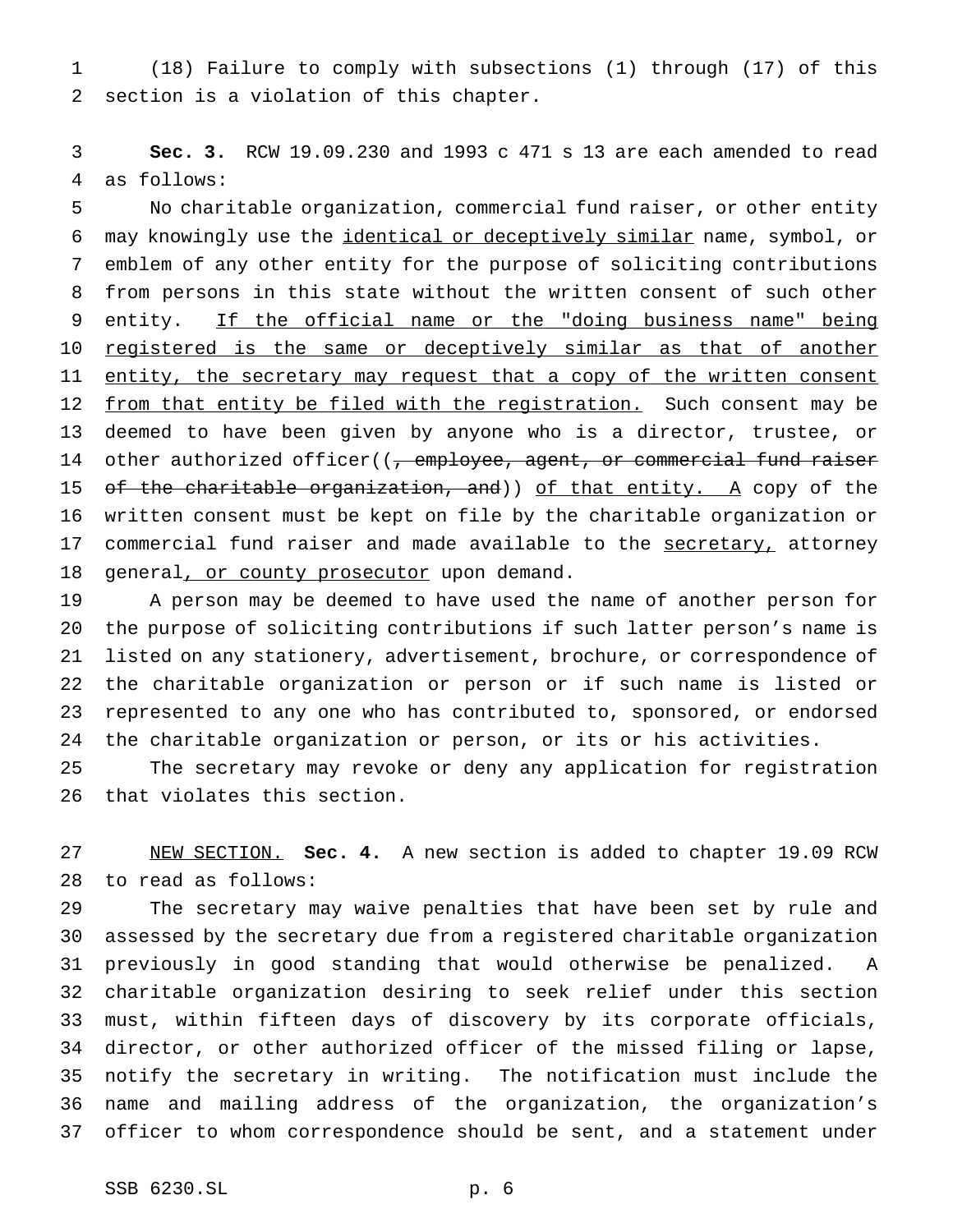(18) Failure to comply with subsections (1) through (17) of this section is a violation of this chapter.

**Sec. 3.** RCW 19.09.230 and 1993 c 471 s 13 are each amended to read as follows:

No charitable organization, commercial fund raiser, or other entity may knowingly use the identical or deceptively similar name, symbol, or emblem of any other entity for the purpose of soliciting contributions from persons in this state without the written consent of such other entity. If the official name or the "doing business name" being registered is the same or deceptively similar as that of another entity, the secretary may request that a copy of the written consent from that entity be filed with the registration. Such consent may be deemed to have been given by anyone who is a director, trustee, or other authorized officer((~~, employee, agent, or commercial fund raiser of the charitable organization, and~~)) of that entity. A copy of the written consent must be kept on file by the charitable organization or commercial fund raiser and made available to the secretary, attorney general, or county prosecutor upon demand.

A person may be deemed to have used the name of another person for the purpose of soliciting contributions if such latter person's name is listed on any stationery, advertisement, brochure, or correspondence of the charitable organization or person or if such name is listed or represented to any one who has contributed to, sponsored, or endorsed the charitable organization or person, or its or his activities.

The secretary may revoke or deny any application for registration that violates this section.

NEW SECTION. **Sec. 4.** A new section is added to chapter 19.09 RCW to read as follows:

The secretary may waive penalties that have been set by rule and assessed by the secretary due from a registered charitable organization previously in good standing that would otherwise be penalized. A charitable organization desiring to seek relief under this section must, within fifteen days of discovery by its corporate officials, director, or other authorized officer of the missed filing or lapse, notify the secretary in writing. The notification must include the name and mailing address of the organization, the organization's officer to whom correspondence should be sent, and a statement under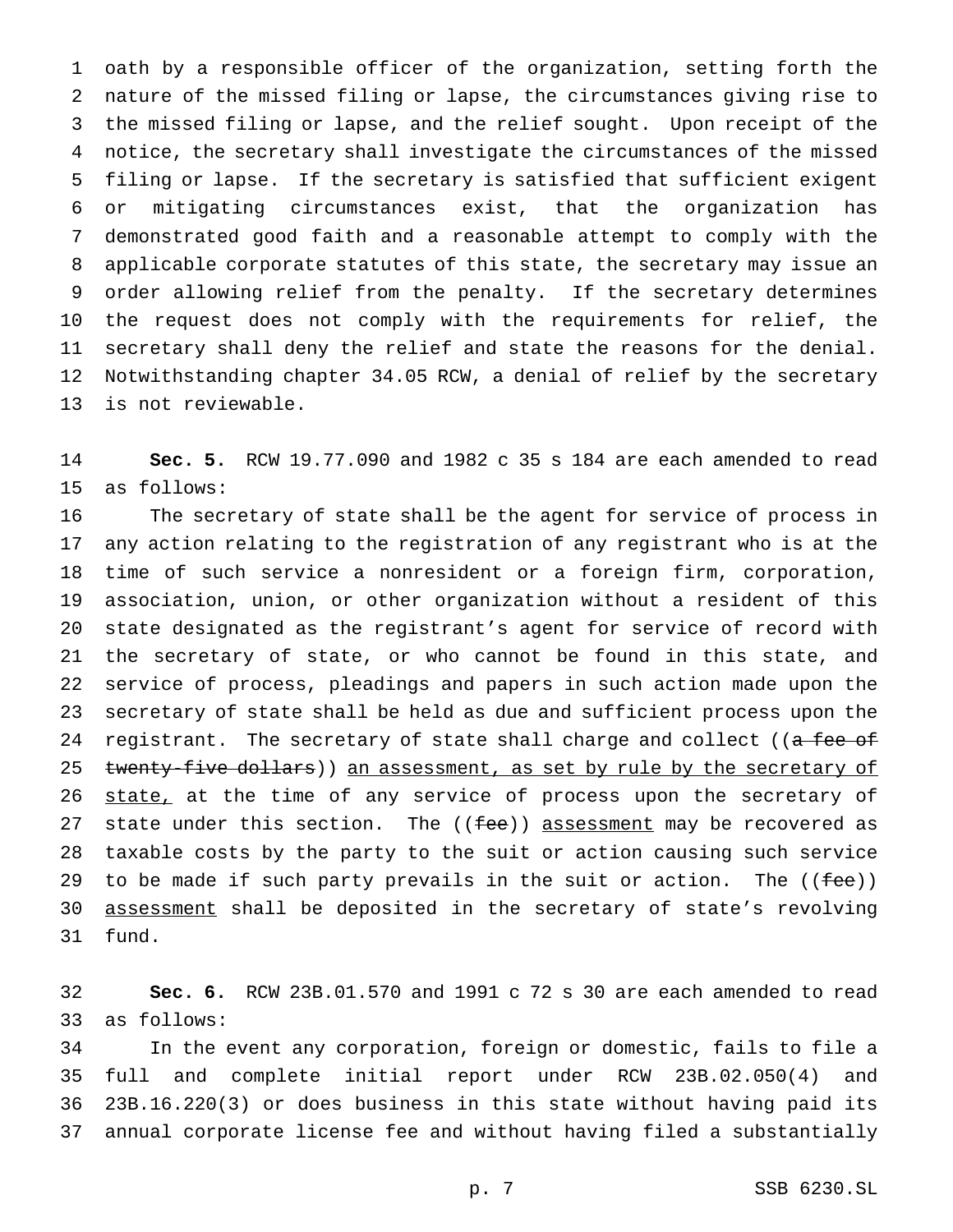oath by a responsible officer of the organization, setting forth the nature of the missed filing or lapse, the circumstances giving rise to the missed filing or lapse, and the relief sought. Upon receipt of the notice, the secretary shall investigate the circumstances of the missed filing or lapse. If the secretary is satisfied that sufficient exigent or mitigating circumstances exist, that the organization has demonstrated good faith and a reasonable attempt to comply with the applicable corporate statutes of this state, the secretary may issue an order allowing relief from the penalty. If the secretary determines the request does not comply with the requirements for relief, the secretary shall deny the relief and state the reasons for the denial. Notwithstanding chapter 34.05 RCW, a denial of relief by the secretary is not reviewable.

**Sec. 5.** RCW 19.77.090 and 1982 c 35 s 184 are each amended to read as follows:

The secretary of state shall be the agent for service of process in any action relating to the registration of any registrant who is at the time of such service a nonresident or a foreign firm, corporation, association, union, or other organization without a resident of this state designated as the registrant's agent for service of record with the secretary of state, or who cannot be found in this state, and service of process, pleadings and papers in such action made upon the secretary of state shall be held as due and sufficient process upon the registrant. The secretary of state shall charge and collect ((~~a fee of twenty-five dollars~~)) <u>an assessment, as set by rule by the secretary of state,</u> at the time of any service of process upon the secretary of state under this section. The ((~~fee~~)) <u>assessment</u> may be recovered as taxable costs by the party to the suit or action causing such service to be made if such party prevails in the suit or action. The ((~~fee~~)) <u>assessment</u> shall be deposited in the secretary of state's revolving fund.

**Sec. 6.** RCW 23B.01.570 and 1991 c 72 s 30 are each amended to read as follows:

In the event any corporation, foreign or domestic, fails to file a full and complete initial report under RCW 23B.02.050(4) and 23B.16.220(3) or does business in this state without having paid its annual corporate license fee and without having filed a substantially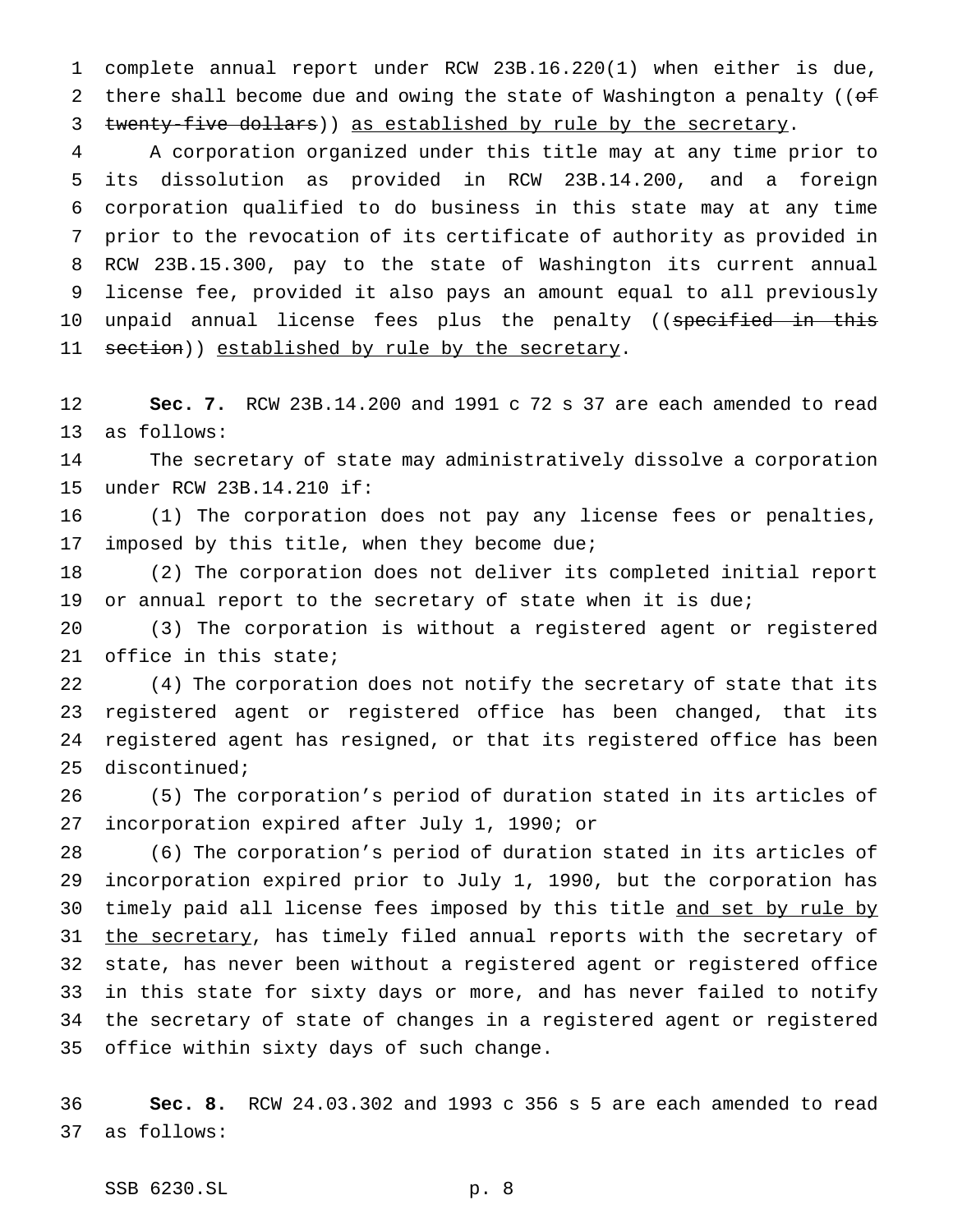complete annual report under RCW 23B.16.220(1) when either is due, there shall become due and owing the state of Washington a penalty ((~~of twenty-five dollars~~)) as established by rule by the secretary.

A corporation organized under this title may at any time prior to its dissolution as provided in RCW 23B.14.200, and a foreign corporation qualified to do business in this state may at any time prior to the revocation of its certificate of authority as provided in RCW 23B.15.300, pay to the state of Washington its current annual license fee, provided it also pays an amount equal to all previously unpaid annual license fees plus the penalty ((~~specified in this section~~)) established by rule by the secretary.

**Sec. 7.** RCW 23B.14.200 and 1991 c 72 s 37 are each amended to read as follows:

The secretary of state may administratively dissolve a corporation under RCW 23B.14.210 if:

(1) The corporation does not pay any license fees or penalties, imposed by this title, when they become due;

(2) The corporation does not deliver its completed initial report or annual report to the secretary of state when it is due;

(3) The corporation is without a registered agent or registered office in this state;

(4) The corporation does not notify the secretary of state that its registered agent or registered office has been changed, that its registered agent has resigned, or that its registered office has been discontinued;

(5) The corporation's period of duration stated in its articles of incorporation expired after July 1, 1990; or

(6) The corporation's period of duration stated in its articles of incorporation expired prior to July 1, 1990, but the corporation has timely paid all license fees imposed by this title and set by rule by the secretary, has timely filed annual reports with the secretary of state, has never been without a registered agent or registered office in this state for sixty days or more, and has never failed to notify the secretary of state of changes in a registered agent or registered office within sixty days of such change.

**Sec. 8.** RCW 24.03.302 and 1993 c 356 s 5 are each amended to read as follows: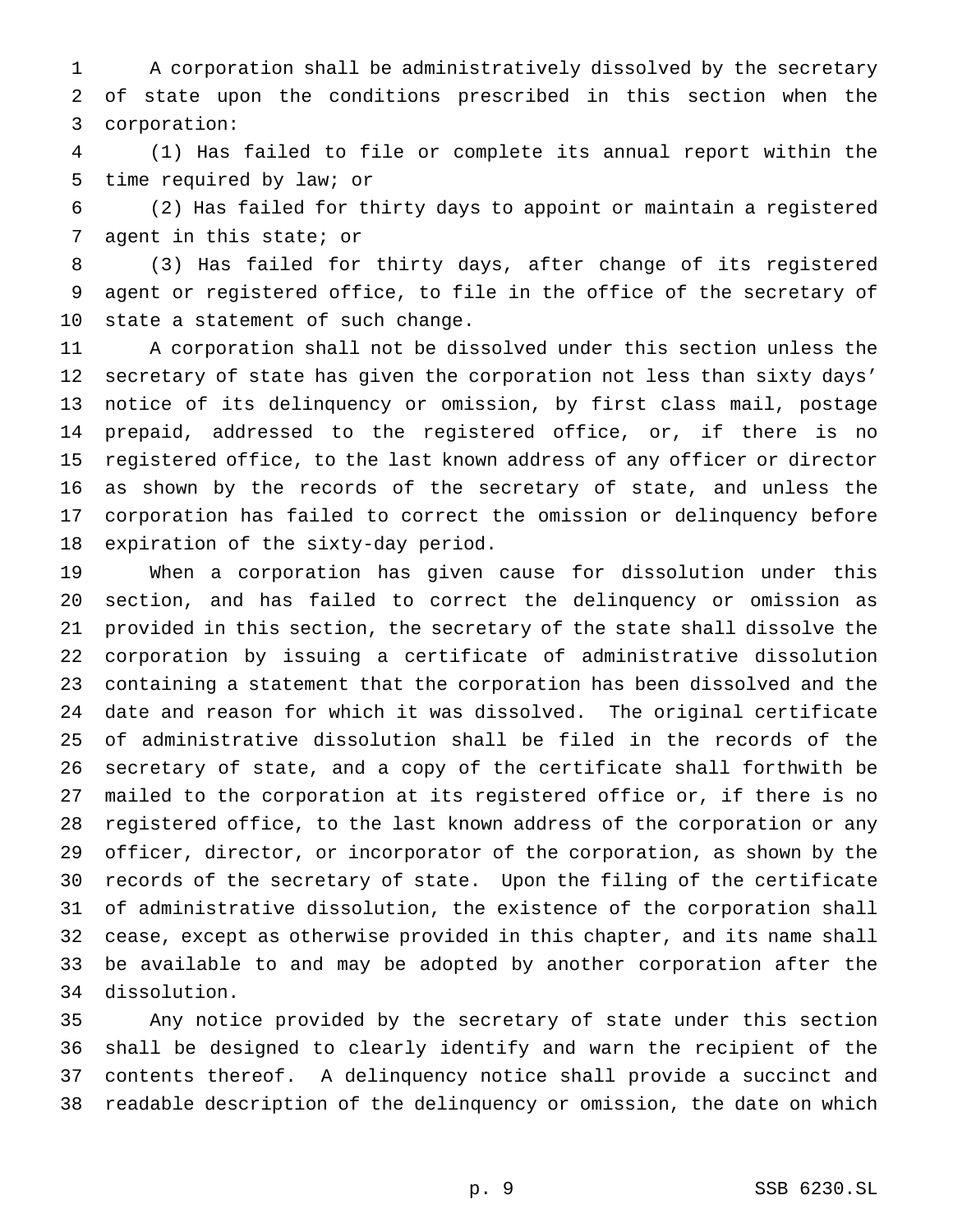A corporation shall be administratively dissolved by the secretary of state upon the conditions prescribed in this section when the corporation:

(1) Has failed to file or complete its annual report within the time required by law; or

(2) Has failed for thirty days to appoint or maintain a registered agent in this state; or

(3) Has failed for thirty days, after change of its registered agent or registered office, to file in the office of the secretary of state a statement of such change.

A corporation shall not be dissolved under this section unless the secretary of state has given the corporation not less than sixty days' notice of its delinquency or omission, by first class mail, postage prepaid, addressed to the registered office, or, if there is no registered office, to the last known address of any officer or director as shown by the records of the secretary of state, and unless the corporation has failed to correct the omission or delinquency before expiration of the sixty-day period.

When a corporation has given cause for dissolution under this section, and has failed to correct the delinquency or omission as provided in this section, the secretary of the state shall dissolve the corporation by issuing a certificate of administrative dissolution containing a statement that the corporation has been dissolved and the date and reason for which it was dissolved. The original certificate of administrative dissolution shall be filed in the records of the secretary of state, and a copy of the certificate shall forthwith be mailed to the corporation at its registered office or, if there is no registered office, to the last known address of the corporation or any officer, director, or incorporator of the corporation, as shown by the records of the secretary of state. Upon the filing of the certificate of administrative dissolution, the existence of the corporation shall cease, except as otherwise provided in this chapter, and its name shall be available to and may be adopted by another corporation after the dissolution.

Any notice provided by the secretary of state under this section shall be designed to clearly identify and warn the recipient of the contents thereof. A delinquency notice shall provide a succinct and readable description of the delinquency or omission, the date on which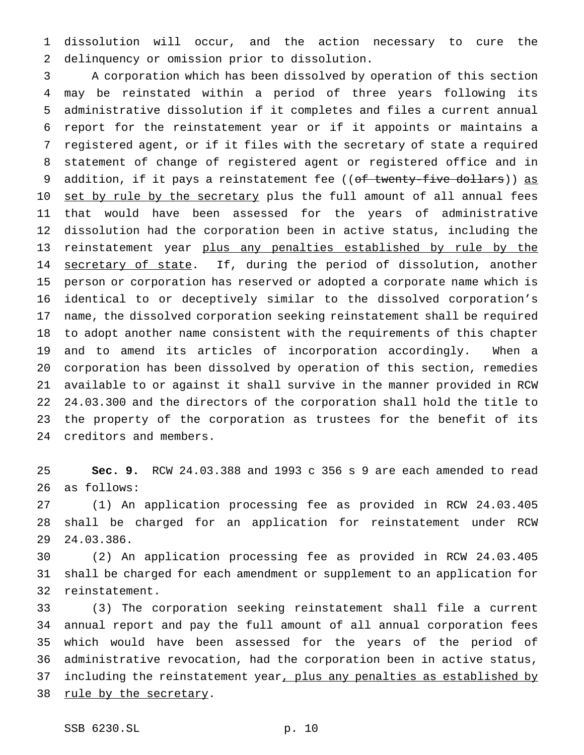dissolution will occur, and the action necessary to cure the delinquency or omission prior to dissolution.

A corporation which has been dissolved by operation of this section may be reinstated within a period of three years following its administrative dissolution if it completes and files a current annual report for the reinstatement year or if it appoints or maintains a registered agent, or if it files with the secretary of state a required statement of change of registered agent or registered office and in addition, if it pays a reinstatement fee ((~~of twenty-five dollars~~)) <u>as set by rule by the secretary</u> plus the full amount of all annual fees that would have been assessed for the years of administrative dissolution had the corporation been in active status, including the reinstatement year <u>plus any penalties established by rule by the secretary of state</u>. If, during the period of dissolution, another person or corporation has reserved or adopted a corporate name which is identical to or deceptively similar to the dissolved corporation's name, the dissolved corporation seeking reinstatement shall be required to adopt another name consistent with the requirements of this chapter and to amend its articles of incorporation accordingly. When a corporation has been dissolved by operation of this section, remedies available to or against it shall survive in the manner provided in RCW 24.03.300 and the directors of the corporation shall hold the title to the property of the corporation as trustees for the benefit of its creditors and members.

**Sec. 9.** RCW 24.03.388 and 1993 c 356 s 9 are each amended to read as follows:

(1) An application processing fee as provided in RCW 24.03.405 shall be charged for an application for reinstatement under RCW 24.03.386.

(2) An application processing fee as provided in RCW 24.03.405 shall be charged for each amendment or supplement to an application for reinstatement.

(3) The corporation seeking reinstatement shall file a current annual report and pay the full amount of all annual corporation fees which would have been assessed for the years of the period of administrative revocation, had the corporation been in active status, including the reinstatement year<u>, plus any penalties as established by rule by the secretary</u>.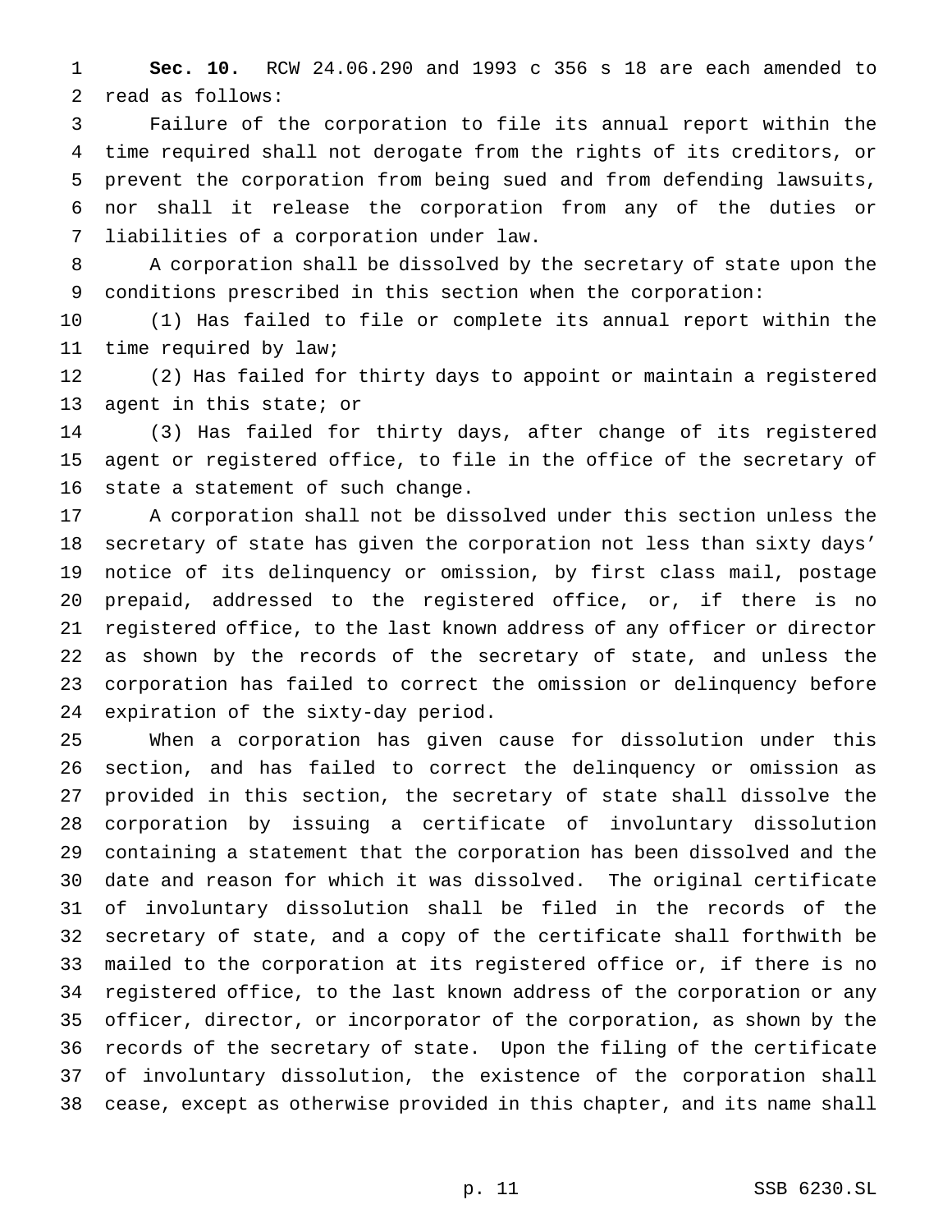**Sec. 10.** RCW 24.06.290 and 1993 c 356 s 18 are each amended to read as follows:

Failure of the corporation to file its annual report within the time required shall not derogate from the rights of its creditors, or prevent the corporation from being sued and from defending lawsuits, nor shall it release the corporation from any of the duties or liabilities of a corporation under law.

A corporation shall be dissolved by the secretary of state upon the conditions prescribed in this section when the corporation:

(1) Has failed to file or complete its annual report within the time required by law;

(2) Has failed for thirty days to appoint or maintain a registered agent in this state; or

(3) Has failed for thirty days, after change of its registered agent or registered office, to file in the office of the secretary of state a statement of such change.

A corporation shall not be dissolved under this section unless the secretary of state has given the corporation not less than sixty days' notice of its delinquency or omission, by first class mail, postage prepaid, addressed to the registered office, or, if there is no registered office, to the last known address of any officer or director as shown by the records of the secretary of state, and unless the corporation has failed to correct the omission or delinquency before expiration of the sixty-day period.

When a corporation has given cause for dissolution under this section, and has failed to correct the delinquency or omission as provided in this section, the secretary of state shall dissolve the corporation by issuing a certificate of involuntary dissolution containing a statement that the corporation has been dissolved and the date and reason for which it was dissolved. The original certificate of involuntary dissolution shall be filed in the records of the secretary of state, and a copy of the certificate shall forthwith be mailed to the corporation at its registered office or, if there is no registered office, to the last known address of the corporation or any officer, director, or incorporator of the corporation, as shown by the records of the secretary of state. Upon the filing of the certificate of involuntary dissolution, the existence of the corporation shall cease, except as otherwise provided in this chapter, and its name shall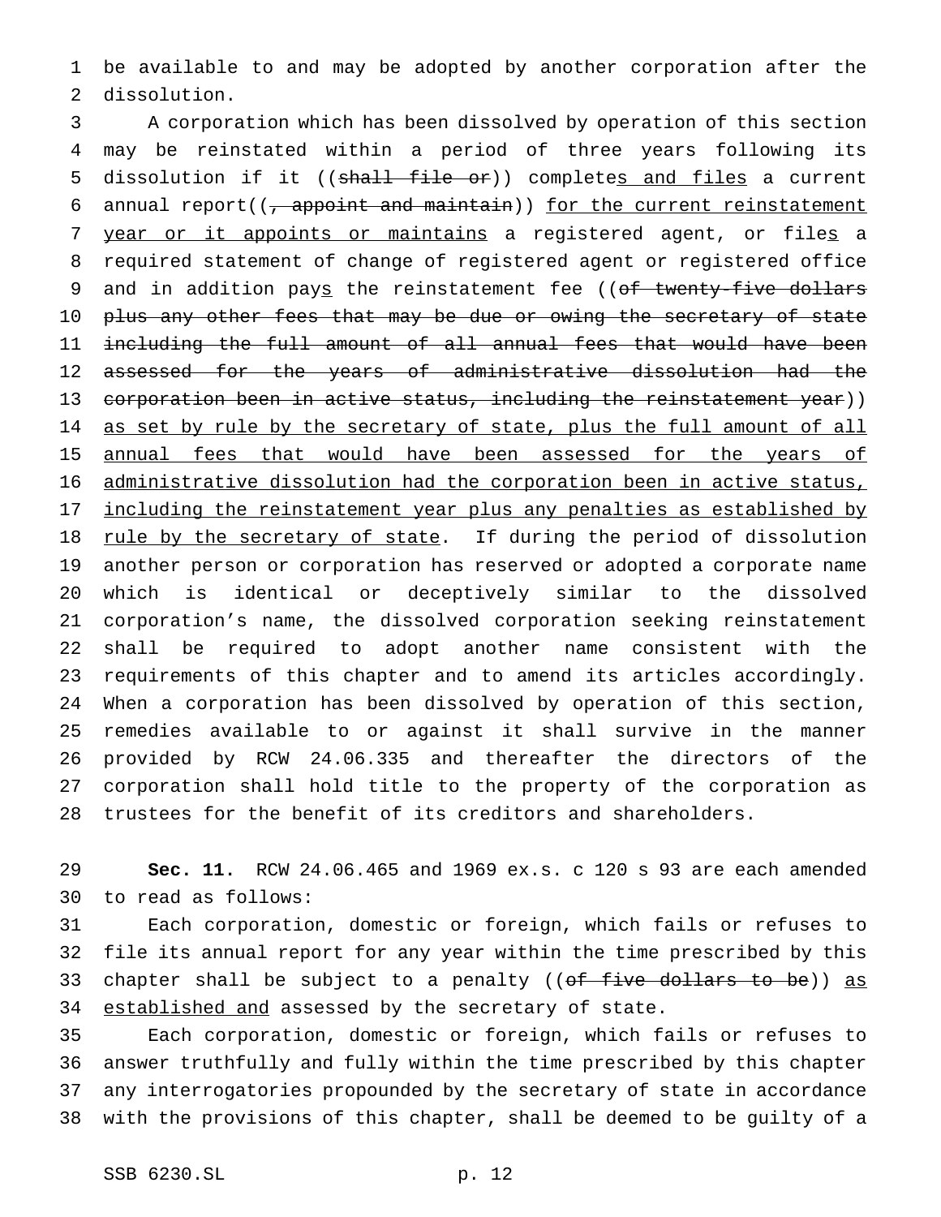be available to and may be adopted by another corporation after the dissolution.

A corporation which has been dissolved by operation of this section may be reinstated within a period of three years following its dissolution if it ((~~shall file or~~)) complete<u>s and files</u> a current annual report((~~, appoint and maintain~~)) <u>for the current reinstatement year or it appoints or maintains</u> a registered agent, or file<u>s</u> a required statement of change of registered agent or registered office and in addition pay<u>s</u> the reinstatement fee ((~~of twenty-five dollars plus any other fees that may be due or owing the secretary of state including the full amount of all annual fees that would have been assessed for the years of administrative dissolution had the corporation been in active status, including the reinstatement year~~)) <u>as set by rule by the secretary of state, plus the full amount of all annual fees that would have been assessed for the years of administrative dissolution had the corporation been in active status, including the reinstatement year plus any penalties as established by rule by the secretary of state</u>. If during the period of dissolution another person or corporation has reserved or adopted a corporate name which is identical or deceptively similar to the dissolved corporation's name, the dissolved corporation seeking reinstatement shall be required to adopt another name consistent with the requirements of this chapter and to amend its articles accordingly. When a corporation has been dissolved by operation of this section, remedies available to or against it shall survive in the manner provided by RCW 24.06.335 and thereafter the directors of the corporation shall hold title to the property of the corporation as trustees for the benefit of its creditors and shareholders.

**Sec. 11.** RCW 24.06.465 and 1969 ex.s. c 120 s 93 are each amended to read as follows:

Each corporation, domestic or foreign, which fails or refuses to file its annual report for any year within the time prescribed by this chapter shall be subject to a penalty ((~~of five dollars to be~~)) <u>as established and</u> assessed by the secretary of state.

Each corporation, domestic or foreign, which fails or refuses to answer truthfully and fully within the time prescribed by this chapter any interrogatories propounded by the secretary of state in accordance with the provisions of this chapter, shall be deemed to be guilty of a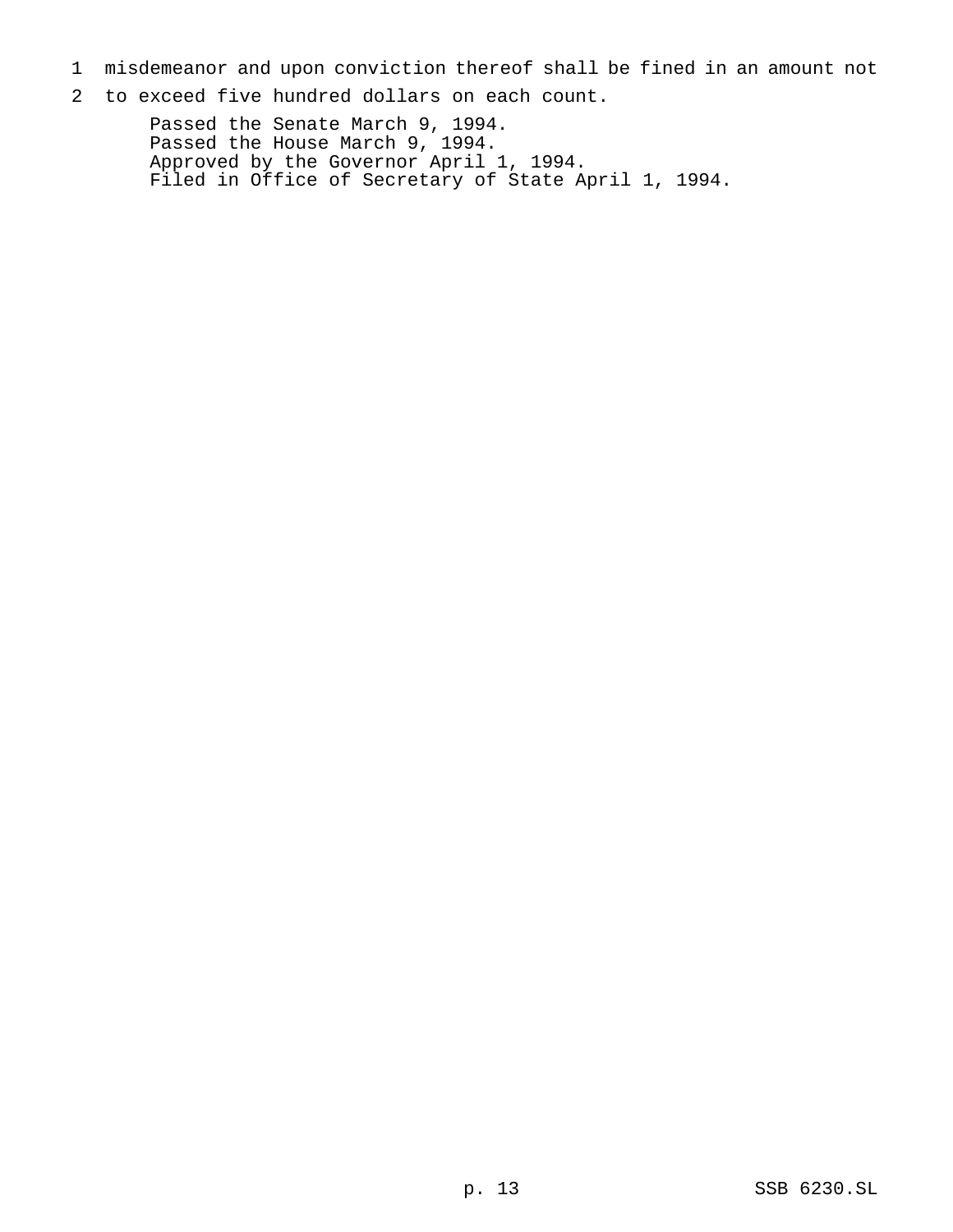misdemeanor and upon conviction thereof shall be fined in an amount not to exceed five hundred dollars on each count.

Passed the Senate March 9, 1994.
Passed the House March 9, 1994.
Approved by the Governor April 1, 1994.
Filed in Office of Secretary of State April 1, 1994.